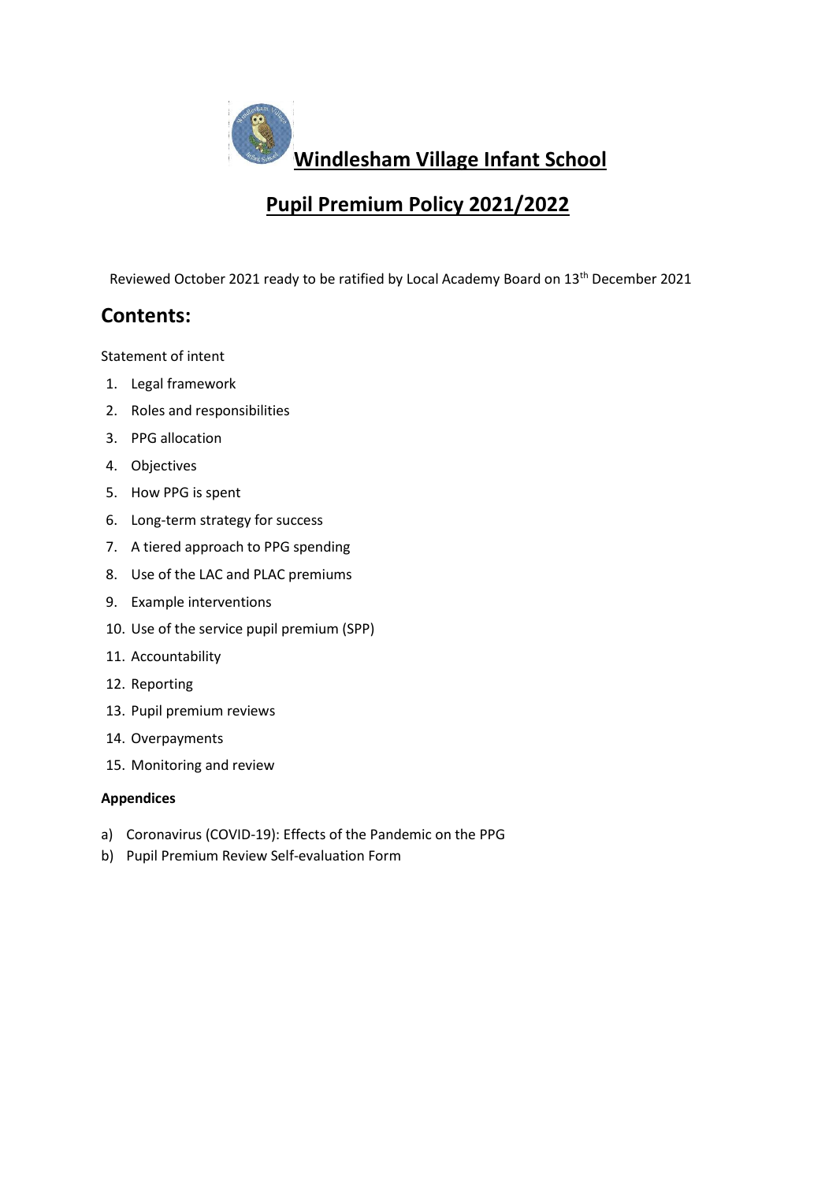# Windlesham Village Infant School

## Pupil Premium Policy 2021/2022

Reviewed October 2021 ready to be ratified by Local Academy Board on 13th December 2021

## Contents:

Statement of intent

1. Legal framework
2. Roles and responsibilities
3. PPG allocation
4. Objectives
5. How PPG is spent
6. Long-term strategy for success
7. A tiered approach to PPG spending
8. Use of the LAC and PLAC premiums
9. Example interventions
10. Use of the service pupil premium (SPP)
11. Accountability
12. Reporting
13. Pupil premium reviews
14. Overpayments
15. Monitoring and review

**Appendices**

a) Coronavirus (COVID-19): Effects of the Pandemic on the PPG
b) Pupil Premium Review Self-evaluation Form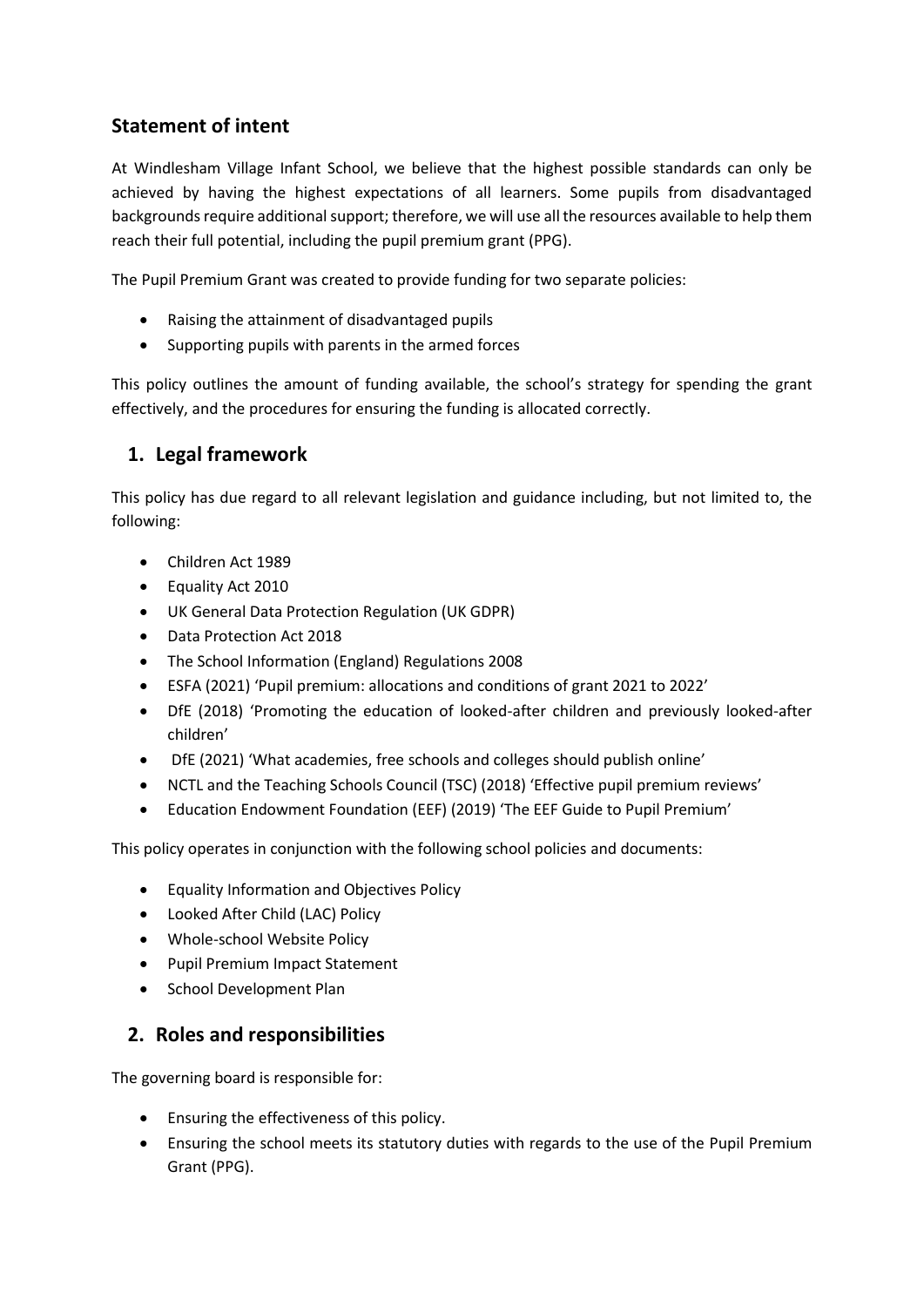## Statement of intent

At Windlesham Village Infant School, we believe that the highest possible standards can only be achieved by having the highest expectations of all learners. Some pupils from disadvantaged backgrounds require additional support; therefore, we will use all the resources available to help them reach their full potential, including the pupil premium grant (PPG).

The Pupil Premium Grant was created to provide funding for two separate policies:

- Raising the attainment of disadvantaged pupils
- Supporting pupils with parents in the armed forces

This policy outlines the amount of funding available, the school's strategy for spending the grant effectively, and the procedures for ensuring the funding is allocated correctly.

## 1. Legal framework

This policy has due regard to all relevant legislation and guidance including, but not limited to, the following:

- Children Act 1989
- Equality Act 2010
- UK General Data Protection Regulation (UK GDPR)
- Data Protection Act 2018
- The School Information (England) Regulations 2008
- ESFA (2021) 'Pupil premium: allocations and conditions of grant 2021 to 2022'
- DfE (2018) 'Promoting the education of looked-after children and previously looked-after children'
- DfE (2021) 'What academies, free schools and colleges should publish online'
- NCTL and the Teaching Schools Council (TSC) (2018) 'Effective pupil premium reviews'
- Education Endowment Foundation (EEF) (2019) 'The EEF Guide to Pupil Premium'

This policy operates in conjunction with the following school policies and documents:

- Equality Information and Objectives Policy
- Looked After Child (LAC) Policy
- Whole-school Website Policy
- Pupil Premium Impact Statement
- School Development Plan

## 2. Roles and responsibilities

The governing board is responsible for:

- Ensuring the effectiveness of this policy.
- Ensuring the school meets its statutory duties with regards to the use of the Pupil Premium Grant (PPG).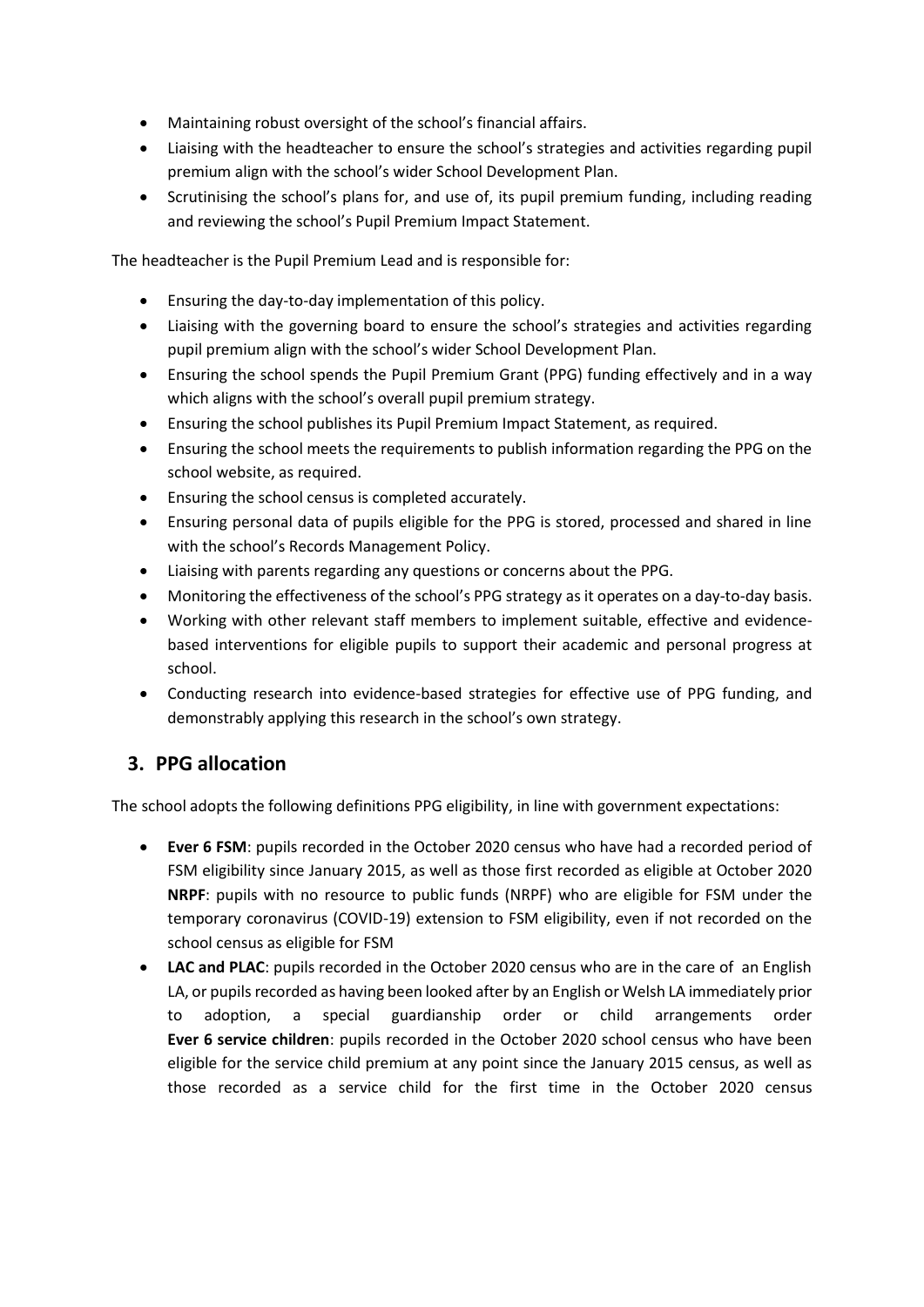- Maintaining robust oversight of the school's financial affairs.
- Liaising with the headteacher to ensure the school's strategies and activities regarding pupil premium align with the school's wider School Development Plan.
- Scrutinising the school's plans for, and use of, its pupil premium funding, including reading and reviewing the school's Pupil Premium Impact Statement.

The headteacher is the Pupil Premium Lead and is responsible for:

- Ensuring the day-to-day implementation of this policy.
- Liaising with the governing board to ensure the school's strategies and activities regarding pupil premium align with the school's wider School Development Plan.
- Ensuring the school spends the Pupil Premium Grant (PPG) funding effectively and in a way which aligns with the school's overall pupil premium strategy.
- Ensuring the school publishes its Pupil Premium Impact Statement, as required.
- Ensuring the school meets the requirements to publish information regarding the PPG on the school website, as required.
- Ensuring the school census is completed accurately.
- Ensuring personal data of pupils eligible for the PPG is stored, processed and shared in line with the school's Records Management Policy.
- Liaising with parents regarding any questions or concerns about the PPG.
- Monitoring the effectiveness of the school's PPG strategy as it operates on a day-to-day basis.
- Working with other relevant staff members to implement suitable, effective and evidence-based interventions for eligible pupils to support their academic and personal progress at school.
- Conducting research into evidence-based strategies for effective use of PPG funding, and demonstrably applying this research in the school's own strategy.

## 3. PPG allocation

The school adopts the following definitions PPG eligibility, in line with government expectations:

- **Ever 6 FSM**: pupils recorded in the October 2020 census who have had a recorded period of FSM eligibility since January 2015, as well as those first recorded as eligible at October 2020 **NRPF**: pupils with no resource to public funds (NRPF) who are eligible for FSM under the temporary coronavirus (COVID-19) extension to FSM eligibility, even if not recorded on the school census as eligible for FSM
- **LAC and PLAC**: pupils recorded in the October 2020 census who are in the care of an English LA, or pupils recorded as having been looked after by an English or Welsh LA immediately prior to adoption, a special guardianship order or child arrangements order **Ever 6 service children**: pupils recorded in the October 2020 school census who have been eligible for the service child premium at any point since the January 2015 census, as well as those recorded as a service child for the first time in the October 2020 census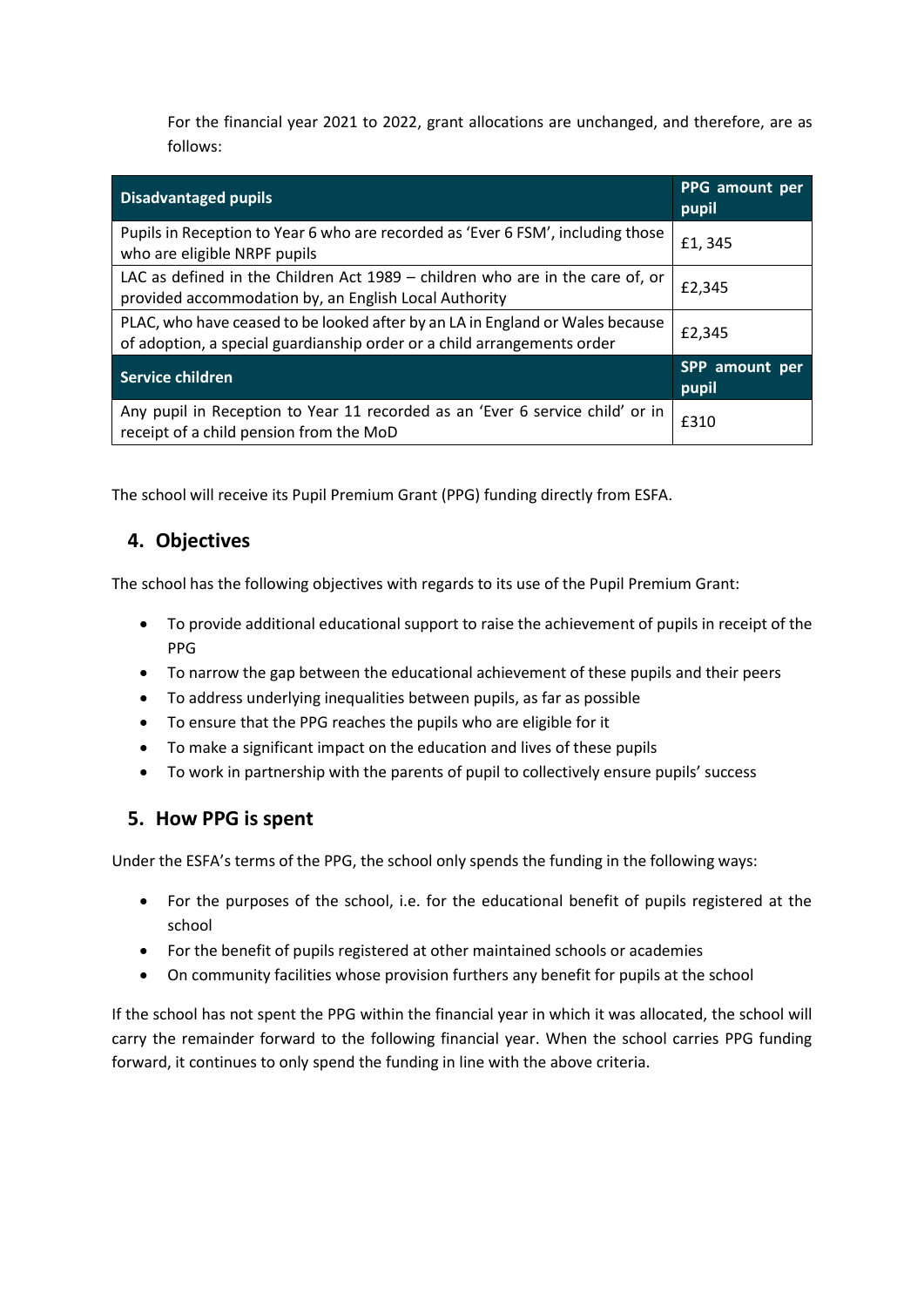For the financial year 2021 to 2022, grant allocations are unchanged, and therefore, are as follows:

| Disadvantaged pupils | PPG amount per pupil |
|---|---|
| Pupils in Reception to Year 6 who are recorded as 'Ever 6 FSM', including those who are eligible NRPF pupils | £1, 345 |
| LAC as defined in the Children Act 1989 – children who are in the care of, or provided accommodation by, an English Local Authority | £2,345 |
| PLAC, who have ceased to be looked after by an LA in England or Wales because of adoption, a special guardianship order or a child arrangements order | £2,345 |
| **Service children** | **SPP amount per pupil** |
| Any pupil in Reception to Year 11 recorded as an 'Ever 6 service child' or in receipt of a child pension from the MoD | £310 |

The school will receive its Pupil Premium Grant (PPG) funding directly from ESFA.

## 4. Objectives

The school has the following objectives with regards to its use of the Pupil Premium Grant:

- To provide additional educational support to raise the achievement of pupils in receipt of the PPG
- To narrow the gap between the educational achievement of these pupils and their peers
- To address underlying inequalities between pupils, as far as possible
- To ensure that the PPG reaches the pupils who are eligible for it
- To make a significant impact on the education and lives of these pupils
- To work in partnership with the parents of pupil to collectively ensure pupils' success

## 5. How PPG is spent

Under the ESFA's terms of the PPG, the school only spends the funding in the following ways:

- For the purposes of the school, i.e. for the educational benefit of pupils registered at the school
- For the benefit of pupils registered at other maintained schools or academies
- On community facilities whose provision furthers any benefit for pupils at the school

If the school has not spent the PPG within the financial year in which it was allocated, the school will carry the remainder forward to the following financial year. When the school carries PPG funding forward, it continues to only spend the funding in line with the above criteria.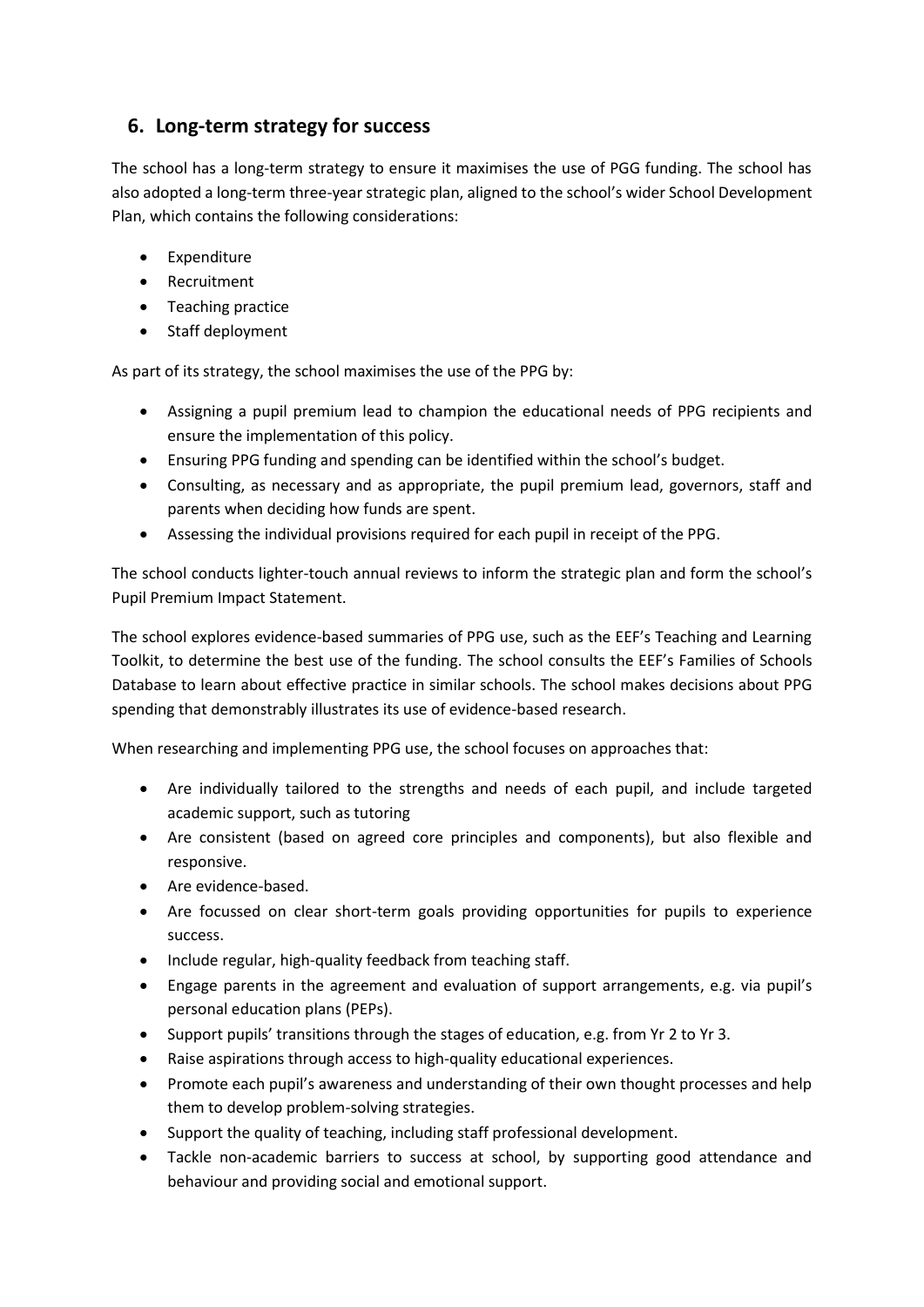## 6. Long-term strategy for success

The school has a long-term strategy to ensure it maximises the use of PGG funding. The school has also adopted a long-term three-year strategic plan, aligned to the school's wider School Development Plan, which contains the following considerations:

- Expenditure
- Recruitment
- Teaching practice
- Staff deployment

As part of its strategy, the school maximises the use of the PPG by:

- Assigning a pupil premium lead to champion the educational needs of PPG recipients and ensure the implementation of this policy.
- Ensuring PPG funding and spending can be identified within the school's budget.
- Consulting, as necessary and as appropriate, the pupil premium lead, governors, staff and parents when deciding how funds are spent.
- Assessing the individual provisions required for each pupil in receipt of the PPG.

The school conducts lighter-touch annual reviews to inform the strategic plan and form the school's Pupil Premium Impact Statement.

The school explores evidence-based summaries of PPG use, such as the EEF's Teaching and Learning Toolkit, to determine the best use of the funding. The school consults the EEF's Families of Schools Database to learn about effective practice in similar schools. The school makes decisions about PPG spending that demonstrably illustrates its use of evidence-based research.

When researching and implementing PPG use, the school focuses on approaches that:

- Are individually tailored to the strengths and needs of each pupil, and include targeted academic support, such as tutoring
- Are consistent (based on agreed core principles and components), but also flexible and responsive.
- Are evidence-based.
- Are focussed on clear short-term goals providing opportunities for pupils to experience success.
- Include regular, high-quality feedback from teaching staff.
- Engage parents in the agreement and evaluation of support arrangements, e.g. via pupil's personal education plans (PEPs).
- Support pupils' transitions through the stages of education, e.g. from Yr 2 to Yr 3.
- Raise aspirations through access to high-quality educational experiences.
- Promote each pupil's awareness and understanding of their own thought processes and help them to develop problem-solving strategies.
- Support the quality of teaching, including staff professional development.
- Tackle non-academic barriers to success at school, by supporting good attendance and behaviour and providing social and emotional support.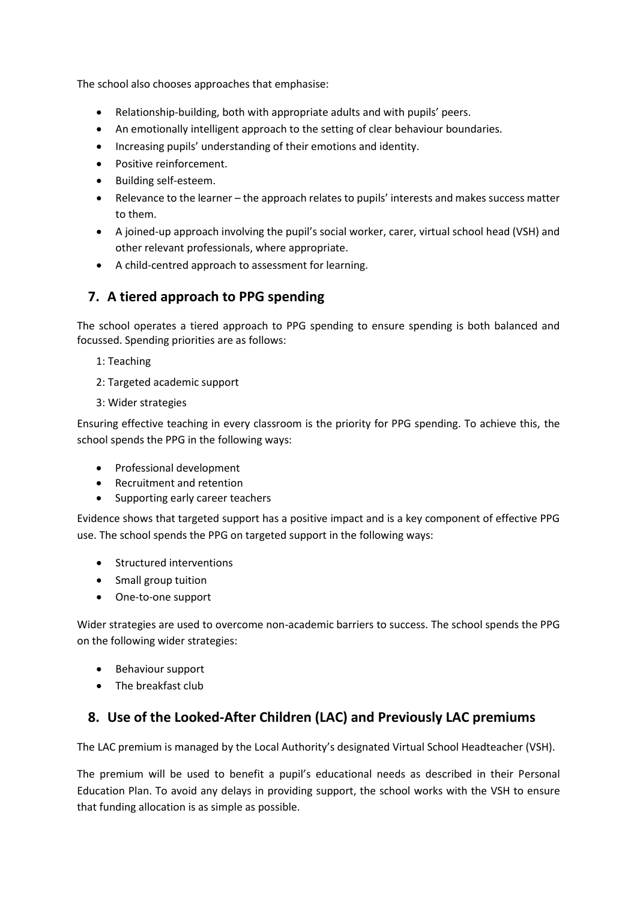The school also chooses approaches that emphasise:

- Relationship-building, both with appropriate adults and with pupils' peers.
- An emotionally intelligent approach to the setting of clear behaviour boundaries.
- Increasing pupils' understanding of their emotions and identity.
- Positive reinforcement.
- Building self-esteem.
- Relevance to the learner – the approach relates to pupils' interests and makes success matter to them.
- A joined-up approach involving the pupil's social worker, carer, virtual school head (VSH) and other relevant professionals, where appropriate.
- A child-centred approach to assessment for learning.

## 7. A tiered approach to PPG spending

The school operates a tiered approach to PPG spending to ensure spending is both balanced and focussed. Spending priorities are as follows:

1: Teaching

2: Targeted academic support

3: Wider strategies

Ensuring effective teaching in every classroom is the priority for PPG spending. To achieve this, the school spends the PPG in the following ways:

- Professional development
- Recruitment and retention
- Supporting early career teachers

Evidence shows that targeted support has a positive impact and is a key component of effective PPG use. The school spends the PPG on targeted support in the following ways:

- Structured interventions
- Small group tuition
- One-to-one support

Wider strategies are used to overcome non-academic barriers to success. The school spends the PPG on the following wider strategies:

- Behaviour support
- The breakfast club

## 8. Use of the Looked-After Children (LAC) and Previously LAC premiums

The LAC premium is managed by the Local Authority's designated Virtual School Headteacher (VSH).

The premium will be used to benefit a pupil's educational needs as described in their Personal Education Plan. To avoid any delays in providing support, the school works with the VSH to ensure that funding allocation is as simple as possible.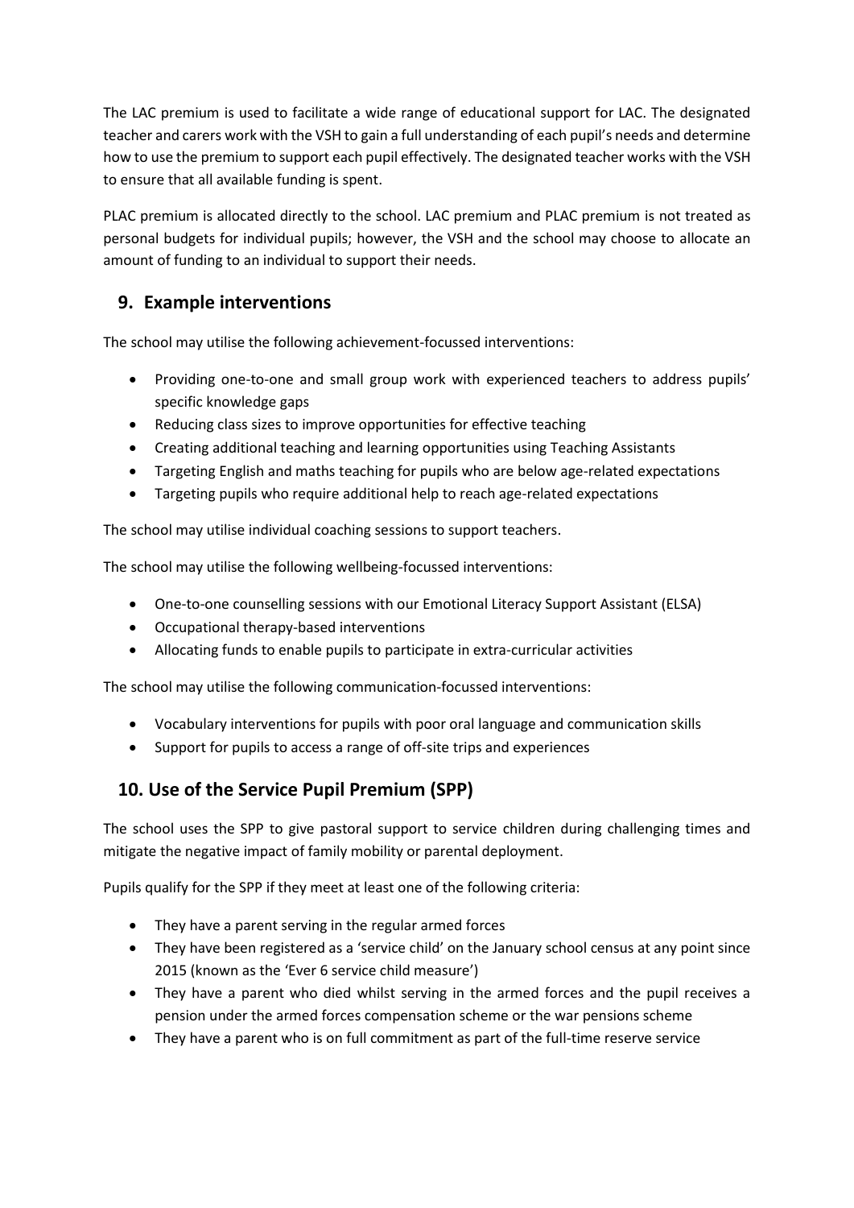The LAC premium is used to facilitate a wide range of educational support for LAC. The designated teacher and carers work with the VSH to gain a full understanding of each pupil's needs and determine how to use the premium to support each pupil effectively. The designated teacher works with the VSH to ensure that all available funding is spent.

PLAC premium is allocated directly to the school. LAC premium and PLAC premium is not treated as personal budgets for individual pupils; however, the VSH and the school may choose to allocate an amount of funding to an individual to support their needs.

## 9. Example interventions

The school may utilise the following achievement-focussed interventions:

- Providing one-to-one and small group work with experienced teachers to address pupils' specific knowledge gaps
- Reducing class sizes to improve opportunities for effective teaching
- Creating additional teaching and learning opportunities using Teaching Assistants
- Targeting English and maths teaching for pupils who are below age-related expectations
- Targeting pupils who require additional help to reach age-related expectations

The school may utilise individual coaching sessions to support teachers.

The school may utilise the following wellbeing-focussed interventions:

- One-to-one counselling sessions with our Emotional Literacy Support Assistant (ELSA)
- Occupational therapy-based interventions
- Allocating funds to enable pupils to participate in extra-curricular activities

The school may utilise the following communication-focussed interventions:

- Vocabulary interventions for pupils with poor oral language and communication skills
- Support for pupils to access a range of off-site trips and experiences

## 10. Use of the Service Pupil Premium (SPP)

The school uses the SPP to give pastoral support to service children during challenging times and mitigate the negative impact of family mobility or parental deployment.

Pupils qualify for the SPP if they meet at least one of the following criteria:

- They have a parent serving in the regular armed forces
- They have been registered as a 'service child' on the January school census at any point since 2015 (known as the 'Ever 6 service child measure')
- They have a parent who died whilst serving in the armed forces and the pupil receives a pension under the armed forces compensation scheme or the war pensions scheme
- They have a parent who is on full commitment as part of the full-time reserve service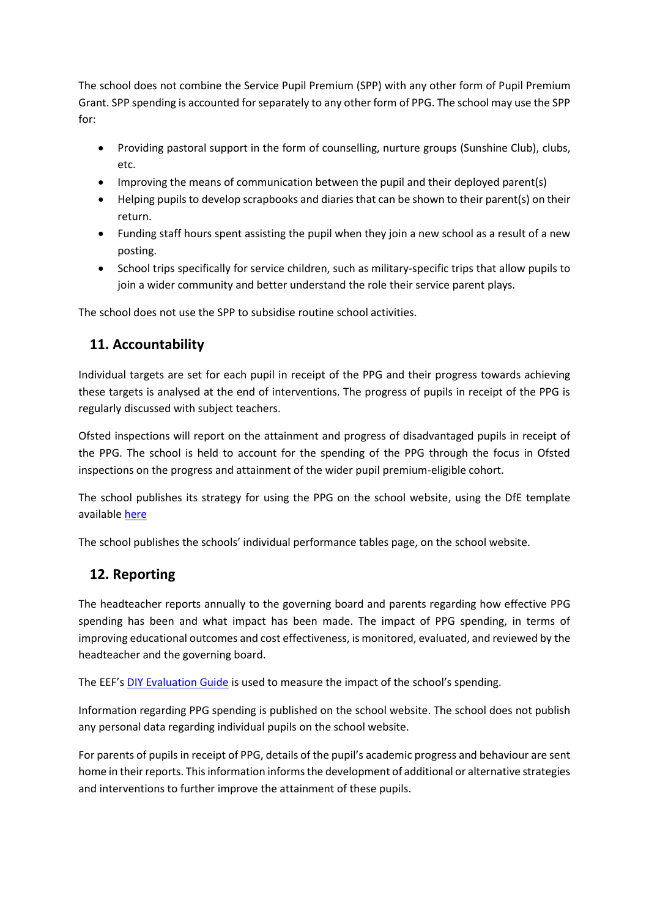The school does not combine the Service Pupil Premium (SPP) with any other form of Pupil Premium Grant. SPP spending is accounted for separately to any other form of PPG. The school may use the SPP for:

- Providing pastoral support in the form of counselling, nurture groups (Sunshine Club), clubs, etc.
- Improving the means of communication between the pupil and their deployed parent(s)
- Helping pupils to develop scrapbooks and diaries that can be shown to their parent(s) on their return.
- Funding staff hours spent assisting the pupil when they join a new school as a result of a new posting.
- School trips specifically for service children, such as military-specific trips that allow pupils to join a wider community and better understand the role their service parent plays.

The school does not use the SPP to subsidise routine school activities.

## 11. Accountability

Individual targets are set for each pupil in receipt of the PPG and their progress towards achieving these targets is analysed at the end of interventions. The progress of pupils in receipt of the PPG is regularly discussed with subject teachers.

Ofsted inspections will report on the attainment and progress of disadvantaged pupils in receipt of the PPG. The school is held to account for the spending of the PPG through the focus in Ofsted inspections on the progress and attainment of the wider pupil premium-eligible cohort.

The school publishes its strategy for using the PPG on the school website, using the DfE template available here

The school publishes the schools' individual performance tables page, on the school website.

## 12. Reporting

The headteacher reports annually to the governing board and parents regarding how effective PPG spending has been and what impact has been made. The impact of PPG spending, in terms of improving educational outcomes and cost effectiveness, is monitored, evaluated, and reviewed by the headteacher and the governing board.

The EEF's DIY Evaluation Guide is used to measure the impact of the school's spending.

Information regarding PPG spending is published on the school website. The school does not publish any personal data regarding individual pupils on the school website.

For parents of pupils in receipt of PPG, details of the pupil's academic progress and behaviour are sent home in their reports. This information informs the development of additional or alternative strategies and interventions to further improve the attainment of these pupils.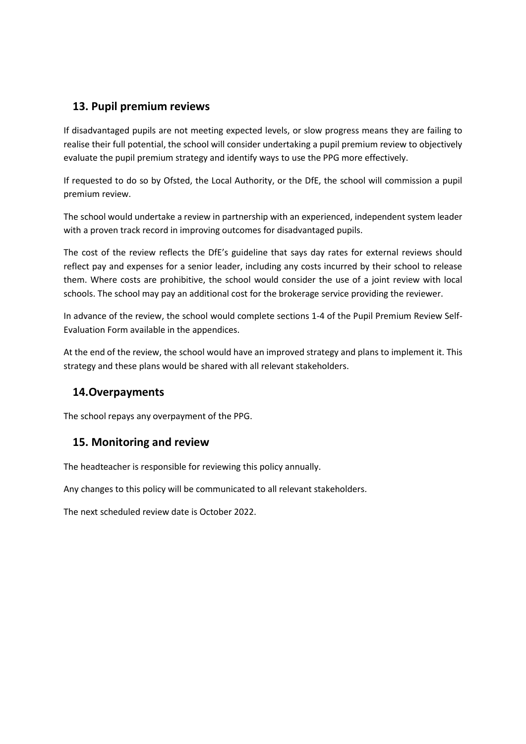## 13. Pupil premium reviews

If disadvantaged pupils are not meeting expected levels, or slow progress means they are failing to realise their full potential, the school will consider undertaking a pupil premium review to objectively evaluate the pupil premium strategy and identify ways to use the PPG more effectively.

If requested to do so by Ofsted, the Local Authority, or the DfE, the school will commission a pupil premium review.

The school would undertake a review in partnership with an experienced, independent system leader with a proven track record in improving outcomes for disadvantaged pupils.

The cost of the review reflects the DfE's guideline that says day rates for external reviews should reflect pay and expenses for a senior leader, including any costs incurred by their school to release them. Where costs are prohibitive, the school would consider the use of a joint review with local schools. The school may pay an additional cost for the brokerage service providing the reviewer.

In advance of the review, the school would complete sections 1-4 of the Pupil Premium Review Self-Evaluation Form available in the appendices.

At the end of the review, the school would have an improved strategy and plans to implement it. This strategy and these plans would be shared with all relevant stakeholders.

## 14.Overpayments

The school repays any overpayment of the PPG.

## 15. Monitoring and review

The headteacher is responsible for reviewing this policy annually.

Any changes to this policy will be communicated to all relevant stakeholders.

The next scheduled review date is October 2022.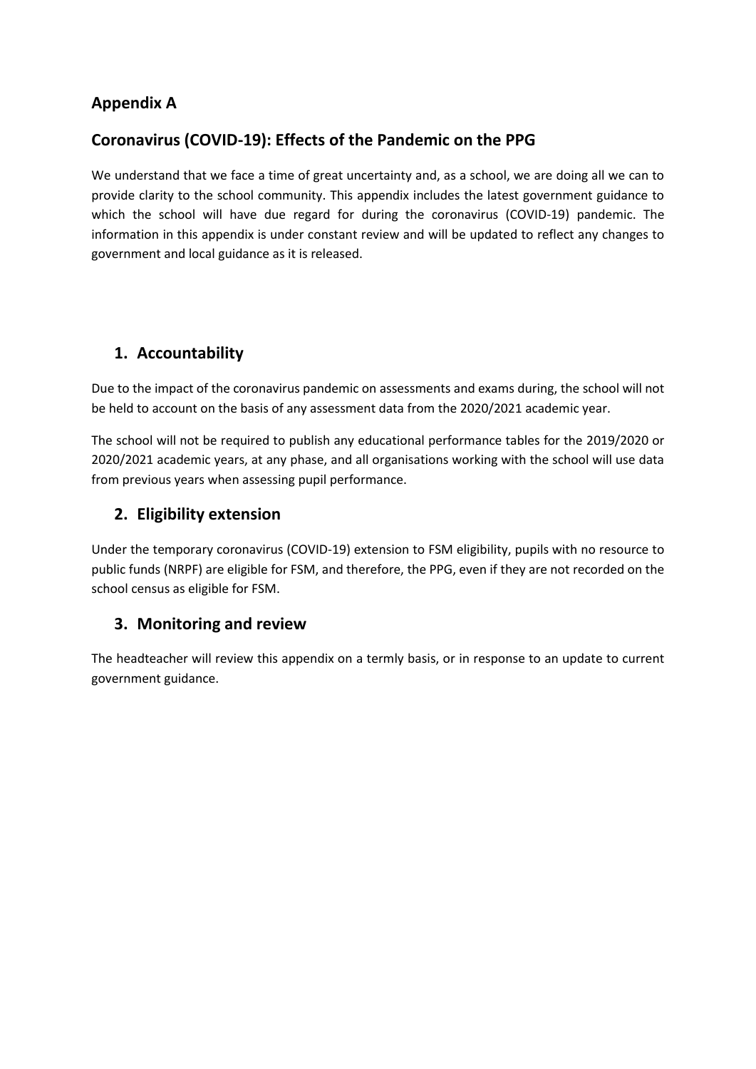## Appendix A

## Coronavirus (COVID-19): Effects of the Pandemic on the PPG

We understand that we face a time of great uncertainty and, as a school, we are doing all we can to provide clarity to the school community. This appendix includes the latest government guidance to which the school will have due regard for during the coronavirus (COVID-19) pandemic. The information in this appendix is under constant review and will be updated to reflect any changes to government and local guidance as it is released.

### 1. Accountability

Due to the impact of the coronavirus pandemic on assessments and exams during, the school will not be held to account on the basis of any assessment data from the 2020/2021 academic year.

The school will not be required to publish any educational performance tables for the 2019/2020 or 2020/2021 academic years, at any phase, and all organisations working with the school will use data from previous years when assessing pupil performance.

### 2. Eligibility extension

Under the temporary coronavirus (COVID-19) extension to FSM eligibility, pupils with no resource to public funds (NRPF) are eligible for FSM, and therefore, the PPG, even if they are not recorded on the school census as eligible for FSM.

### 3. Monitoring and review

The headteacher will review this appendix on a termly basis, or in response to an update to current government guidance.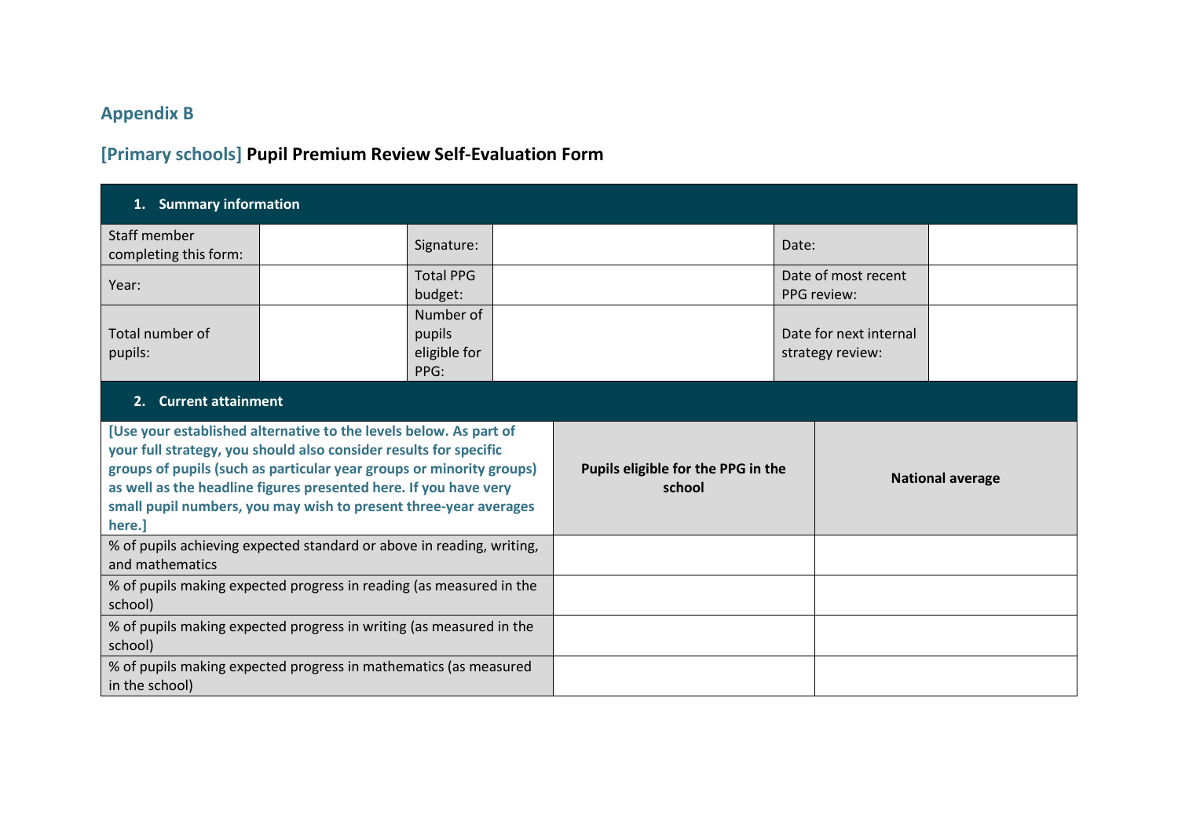## Appendix B

## [Primary schools] Pupil Premium Review Self-Evaluation Form

| 1. Summary information | | | | | |
|---|---|---|---|---|---|
| Staff member completing this form: | | Signature: | | Date: | |
| Year: | | Total PPG budget: | | Date of most recent PPG review: | |
| Total number of pupils: | | Number of pupils eligible for PPG: | | Date for next internal strategy review: | |

| 2. Current attainment | | |
|---|---|---|
| [Use your established alternative to the levels below. As part of your full strategy, you should also consider results for specific groups of pupils (such as particular year groups or minority groups) as well as the headline figures presented here. If you have very small pupil numbers, you may wish to present three-year averages here.] | **Pupils eligible for the PPG in the school** | **National average** |
| % of pupils achieving expected standard or above in reading, writing, and mathematics | | |
| % of pupils making expected progress in reading (as measured in the school) | | |
| % of pupils making expected progress in writing (as measured in the school) | | |
| % of pupils making expected progress in mathematics (as measured in the school) | | |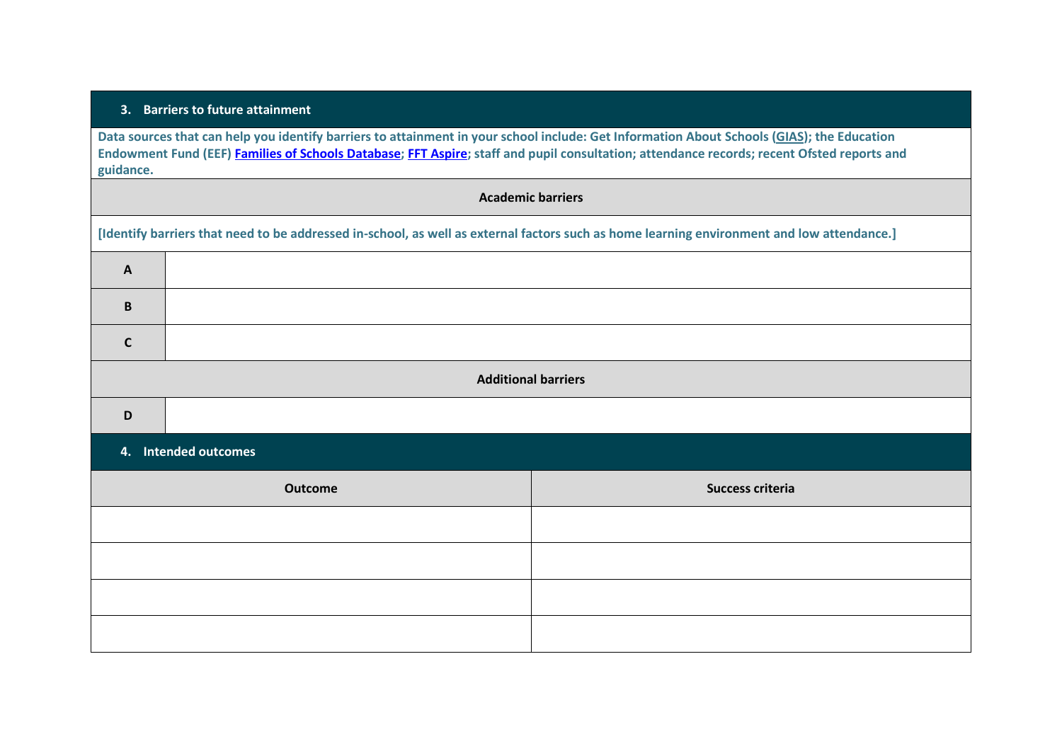## 3. Barriers to future attainment

Data sources that can help you identify barriers to attainment in your school include: Get Information About Schools (GIAS); the Education Endowment Fund (EEF) **Families of Schools Database**; **FFT Aspire**; staff and pupil consultation; attendance records; recent Ofsted reports and guidance.

| Academic barriers | |
|---|---|
| [Identify barriers that need to be addressed in-school, as well as external factors such as home learning environment and low attendance.] | |
| **A** | |
| **B** | |
| **C** | |
| **Additional barriers** | |
| **D** | |

## 4. Intended outcomes

| Outcome | Success criteria |
|---|---|
| | |
| | |
| | |
| | |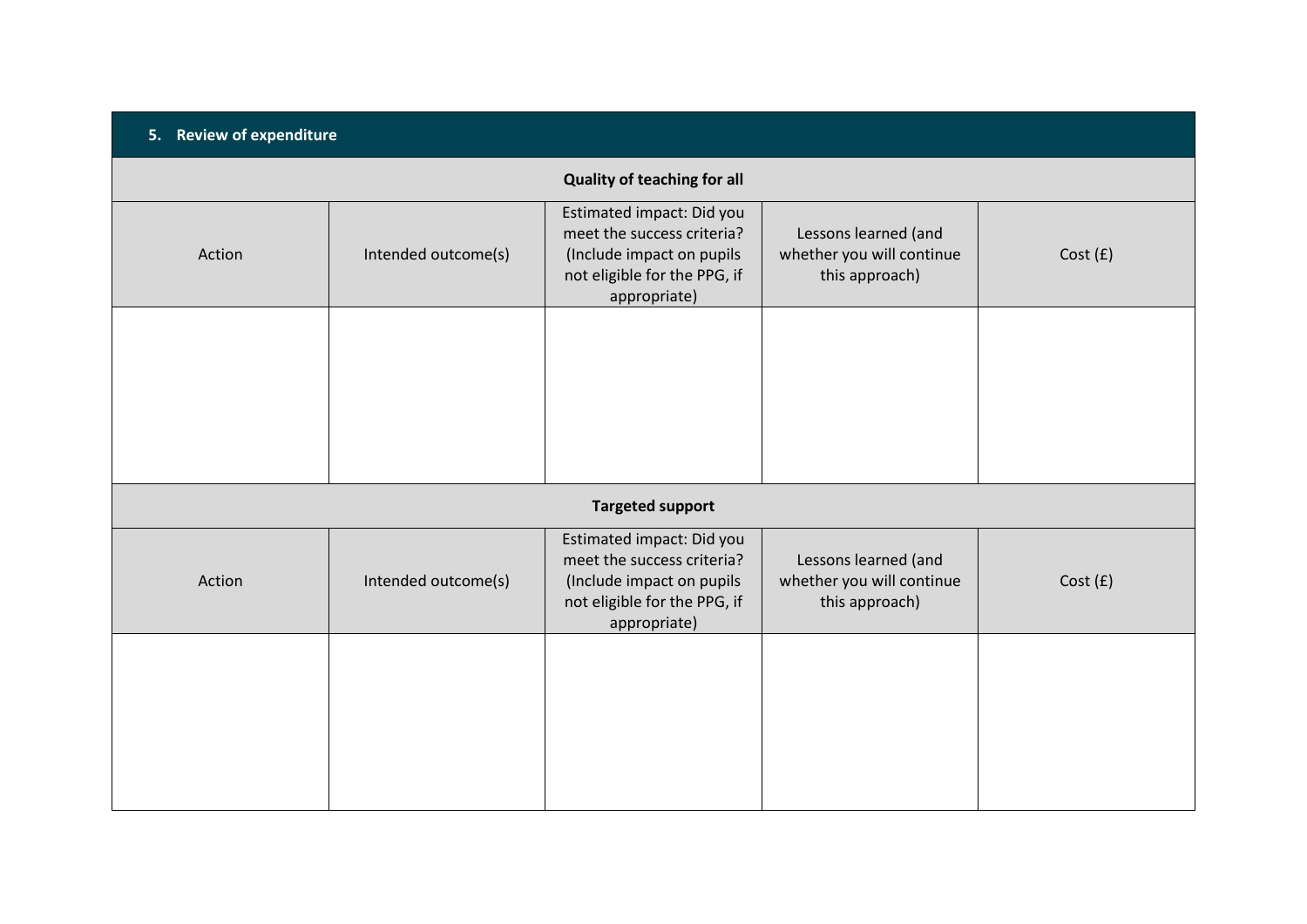## 5. Review of expenditure

### Quality of teaching for all

| Action | Intended outcome(s) | Estimated impact: Did you meet the success criteria? (Include impact on pupils not eligible for the PPG, if appropriate) | Lessons learned (and whether you will continue this approach) | Cost (£) |
| --- | --- | --- | --- | --- |
| | | | | |

### Targeted support

| Action | Intended outcome(s) | Estimated impact: Did you meet the success criteria? (Include impact on pupils not eligible for the PPG, if appropriate) | Lessons learned (and whether you will continue this approach) | Cost (£) |
| --- | --- | --- | --- | --- |
| | | | | |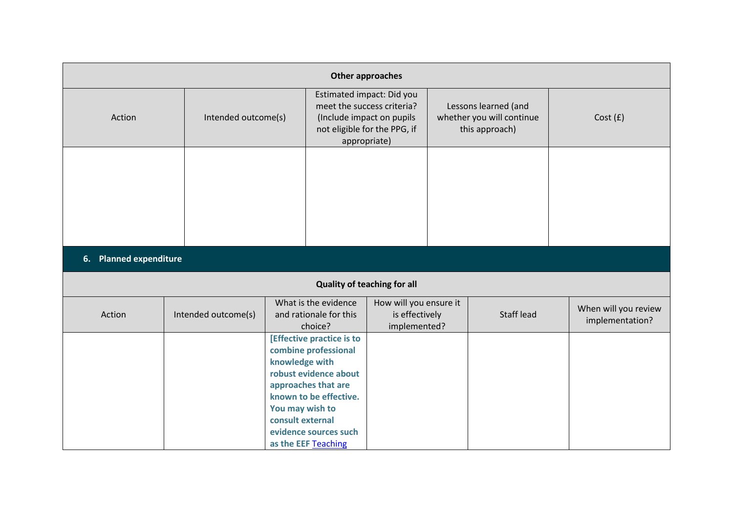| Other approaches | | | | |
|---|---|---|---|---|
| Action | Intended outcome(s) | Estimated impact: Did you meet the success criteria? (Include impact on pupils not eligible for the PPG, if appropriate) | Lessons learned (and whether you will continue this approach) | Cost (£) |
| | | | | |

## 6. Planned expenditure

| Quality of teaching for all | | | | | |
|---|---|---|---|---|---|
| Action | Intended outcome(s) | What is the evidence and rationale for this choice? | How will you ensure it is effectively implemented? | Staff lead | When will you review implementation? |
| | | **[Effective practice is to combine professional knowledge with robust evidence about approaches that are known to be effective. You may wish to consult external evidence sources such as the EEF [Teaching** | | | |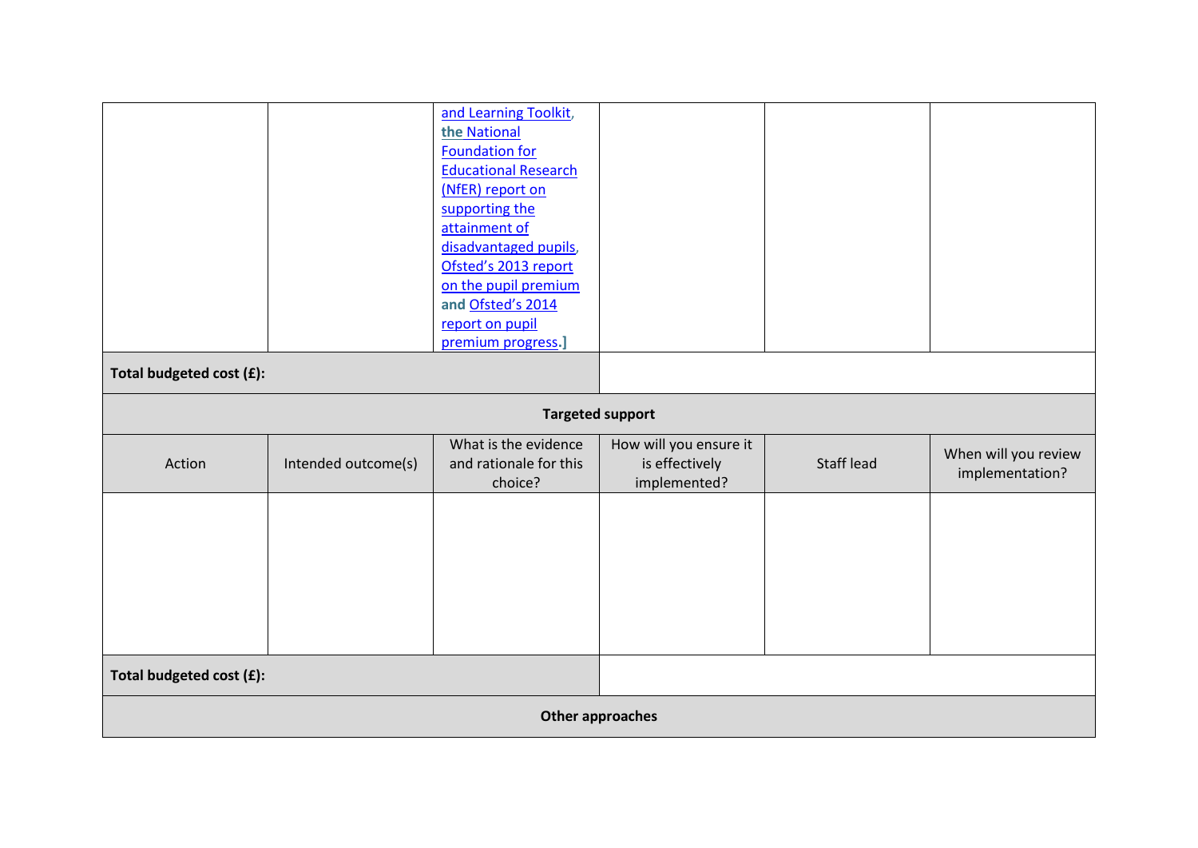| | | and Learning Toolkit, the National Foundation for Educational Research (NfER) report on supporting the attainment of disadvantaged pupils, Ofsted's 2013 report on the pupil premium and Ofsted's 2014 report on pupil premium progress.] | | | |
|---|---|---|---|---|---|
| **Total budgeted cost (£):** | | | | | |
| **Targeted support** | | | | | |
| Action | Intended outcome(s) | What is the evidence and rationale for this choice? | How will you ensure it is effectively implemented? | Staff lead | When will you review implementation? |
| | | | | | |
| **Total budgeted cost (£):** | | | | | |
| **Other approaches** | | | | | |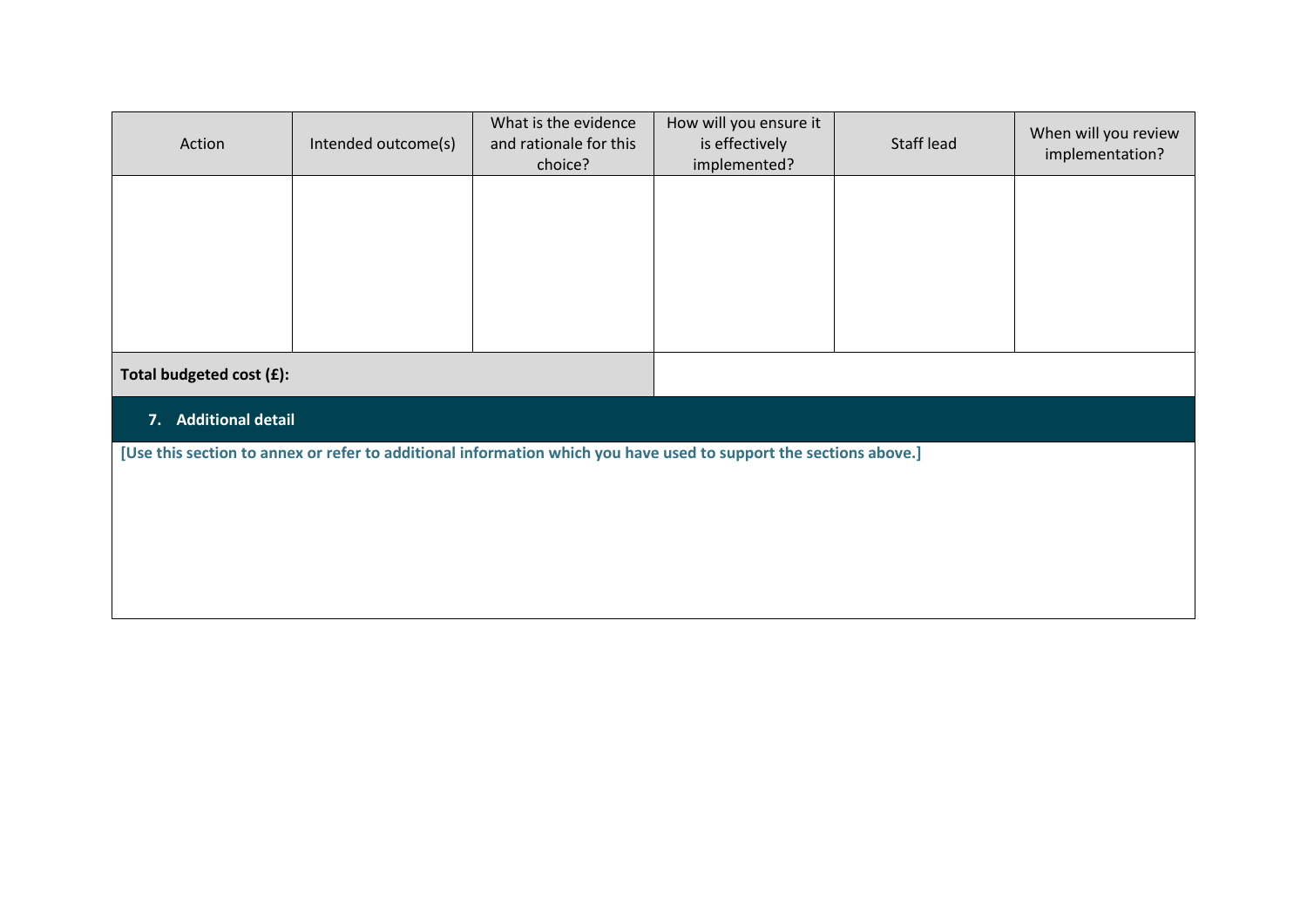| Action | Intended outcome(s) | What is the evidence and rationale for this choice? | How will you ensure it is effectively implemented? | Staff lead | When will you review implementation? |
|---|---|---|---|---|---|
| | | | | | |
| **Total budgeted cost (£):** | | | | | |

## 7. Additional detail

**[Use this section to annex or refer to additional information which you have used to support the sections above.]**